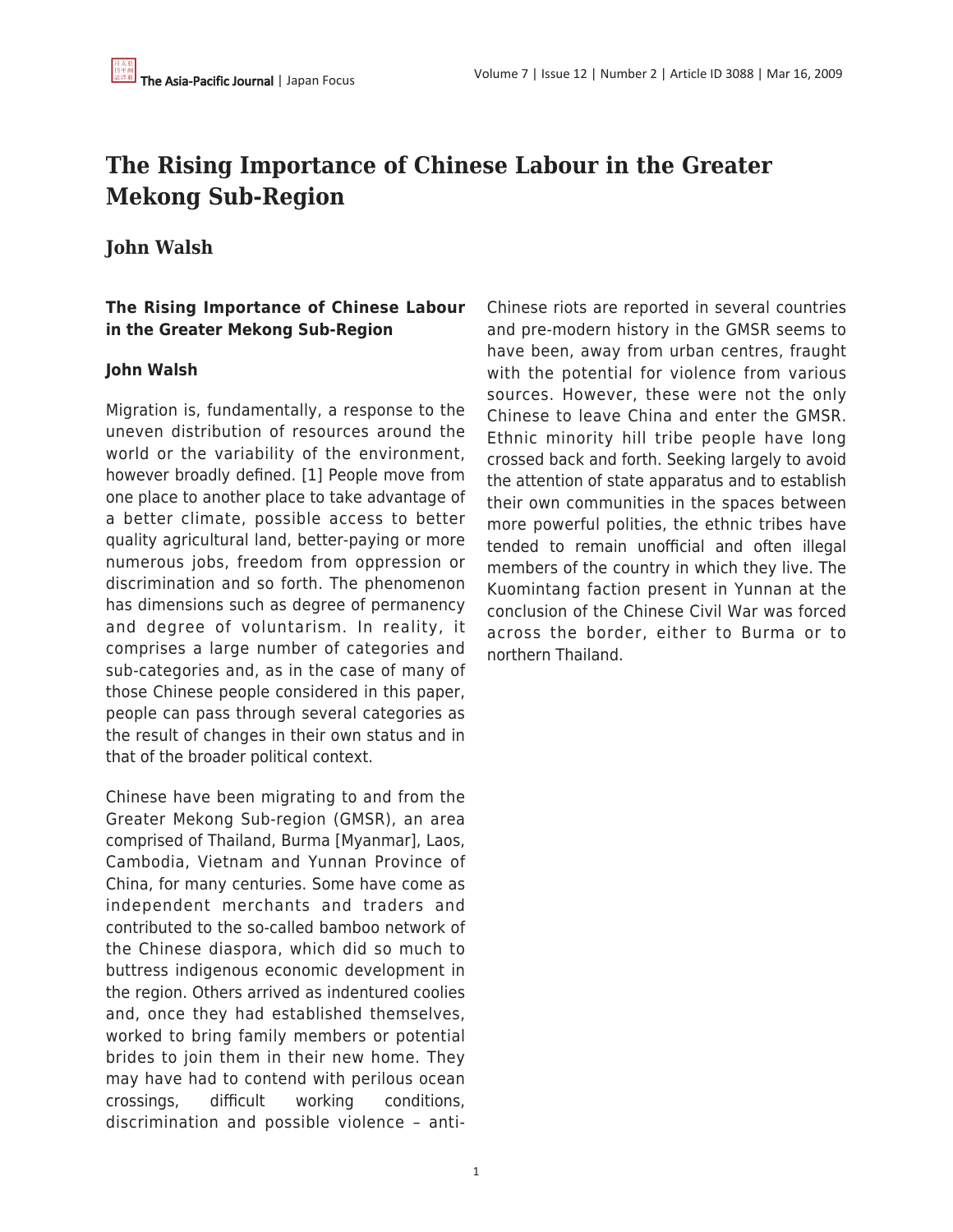# The Rising Importance of Chinese Labour in the Greater Mekong Sub-Region

## John Walsh

### The Rising Importance of Chinese Labour in the Greater Mekong Sub-Region

#### John Walsh

Migration is, fundamentally, a response to the uneven distribution of resources around the world or the variability of the environment, however broadly defined. [1] People move from one place to another place to take advantage of a better climate, possible access to better quality agricultural land, better-paying or more numerous jobs, freedom from oppression or discrimination and so forth. The phenomenon has dimensions such as degree of permanency and degree of voluntarism. In reality, it comprises a large number of categories and sub-categories and, as in the case of many of those Chinese people considered in this paper, people can pass through several categories as the result of changes in their own status and in that of the broader political context.

Chinese have been migrating to and from the Greater Mekong Sub-region (GMSR), an area comprised of Thailand, Burma [Myanmar], Laos, Cambodia, Vietnam and Yunnan Province of China, for many centuries. Some have come as independent merchants and traders and contributed to the so-called bamboo network of the Chinese diaspora, which did so much to buttress indigenous economic development in the region. Others arrived as indentured coolies and, once they had established themselves, worked to bring family members or potential brides to join them in their new home. They may have had to contend with perilous ocean crossings, difficult working conditions, discrimination and possible violence – anti-Chinese riots are reported in several countries and pre-modern history in the GMSR seems to have been, away from urban centres, fraught with the potential for violence from various sources. However, these were not the only Chinese to leave China and enter the GMSR. Ethnic minority hill tribe people have long crossed back and forth. Seeking largely to avoid the attention of state apparatus and to establish their own communities in the spaces between more powerful polities, the ethnic tribes have tended to remain unofficial and often illegal members of the country in which they live. The Kuomintang faction present in Yunnan at the conclusion of the Chinese Civil War was forced across the border, either to Burma or to northern Thailand.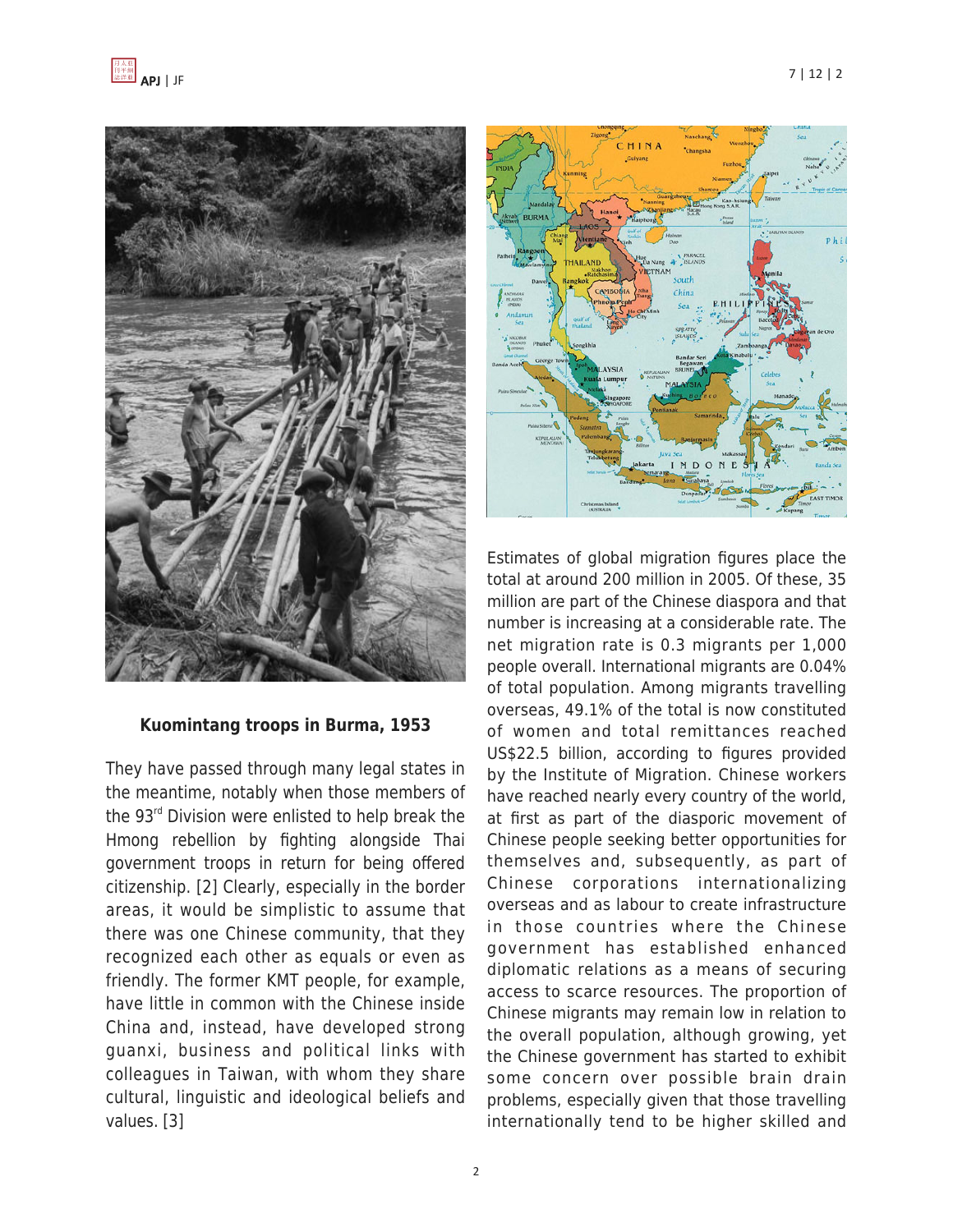**Kuomintang troops in Burma, 1953**

They have passed through many legal states in the meantime, notably when those members of the 93rd Division were enlisted to help break the Hmong rebellion by fighting alongside Thai government troops in return for being offered citizenship. [2] Clearly, especially in the border areas, it would be simplistic to assume that there was one Chinese community, that they recognized each other as equals or even as friendly. The former KMT people, for example, have little in common with the Chinese inside China and, instead, have developed strong guanxi, business and political links with colleagues in Taiwan, with whom they share cultural, linguistic and ideological beliefs and values. [3]

Estimates of global migration figures place the total at around 200 million in 2005. Of these, 35 million are part of the Chinese diaspora and that number is increasing at a considerable rate. The net migration rate is 0.3 migrants per 1,000 people overall. International migrants are 0.04% of total population. Among migrants travelling overseas, 49.1% of the total is now constituted of women and total remittances reached US$22.5 billion, according to figures provided by the Institute of Migration. Chinese workers have reached nearly every country of the world, at first as part of the diasporic movement of Chinese people seeking better opportunities for themselves and, subsequently, as part of Chinese corporations internationalizing overseas and as labour to create infrastructure in those countries where the Chinese government has established enhanced diplomatic relations as a means of securing access to scarce resources. The proportion of Chinese migrants may remain low in relation to the overall population, although growing, yet the Chinese government has started to exhibit some concern over possible brain drain problems, especially given that those travelling internationally tend to be higher skilled and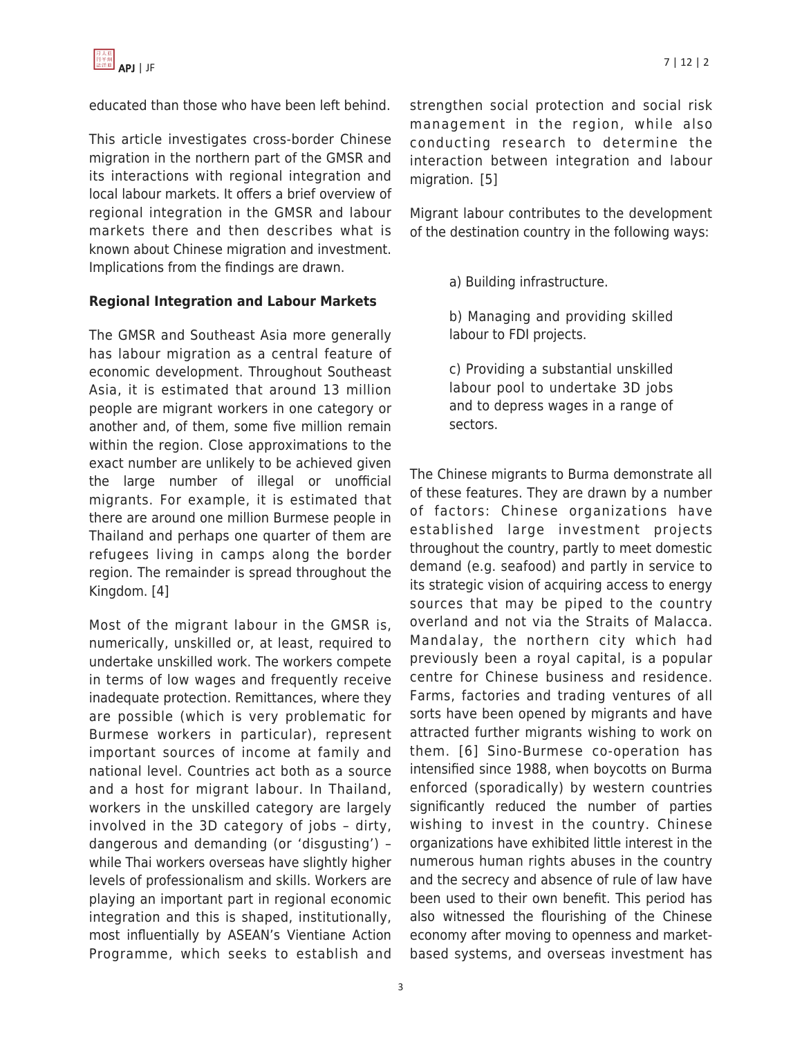educated than those who have been left behind.

This article investigates cross-border Chinese migration in the northern part of the GMSR and its interactions with regional integration and local labour markets. It offers a brief overview of regional integration in the GMSR and labour markets there and then describes what is known about Chinese migration and investment. Implications from the findings are drawn.

**Regional Integration and Labour Markets**

The GMSR and Southeast Asia more generally has labour migration as a central feature of economic development. Throughout Southeast Asia, it is estimated that around 13 million people are migrant workers in one category or another and, of them, some five million remain within the region. Close approximations to the exact number are unlikely to be achieved given the large number of illegal or unofficial migrants. For example, it is estimated that there are around one million Burmese people in Thailand and perhaps one quarter of them are refugees living in camps along the border region. The remainder is spread throughout the Kingdom. [4]

Most of the migrant labour in the GMSR is, numerically, unskilled or, at least, required to undertake unskilled work. The workers compete in terms of low wages and frequently receive inadequate protection. Remittances, where they are possible (which is very problematic for Burmese workers in particular), represent important sources of income at family and national level. Countries act both as a source and a host for migrant labour. In Thailand, workers in the unskilled category are largely involved in the 3D category of jobs – dirty, dangerous and demanding (or 'disgusting') – while Thai workers overseas have slightly higher levels of professionalism and skills. Workers are playing an important part in regional economic integration and this is shaped, institutionally, most influentially by ASEAN's Vientiane Action Programme, which seeks to establish and strengthen social protection and social risk management in the region, while also conducting research to determine the interaction between integration and labour migration. [5]

Migrant labour contributes to the development of the destination country in the following ways:

a) Building infrastructure.

b) Managing and providing skilled labour to FDI projects.

c) Providing a substantial unskilled labour pool to undertake 3D jobs and to depress wages in a range of sectors.

The Chinese migrants to Burma demonstrate all of these features. They are drawn by a number of factors: Chinese organizations have established large investment projects throughout the country, partly to meet domestic demand (e.g. seafood) and partly in service to its strategic vision of acquiring access to energy sources that may be piped to the country overland and not via the Straits of Malacca. Mandalay, the northern city which had previously been a royal capital, is a popular centre for Chinese business and residence. Farms, factories and trading ventures of all sorts have been opened by migrants and have attracted further migrants wishing to work on them. [6] Sino-Burmese co-operation has intensified since 1988, when boycotts on Burma enforced (sporadically) by western countries significantly reduced the number of parties wishing to invest in the country. Chinese organizations have exhibited little interest in the numerous human rights abuses in the country and the secrecy and absence of rule of law have been used to their own benefit. This period has also witnessed the flourishing of the Chinese economy after moving to openness and market-based systems, and overseas investment has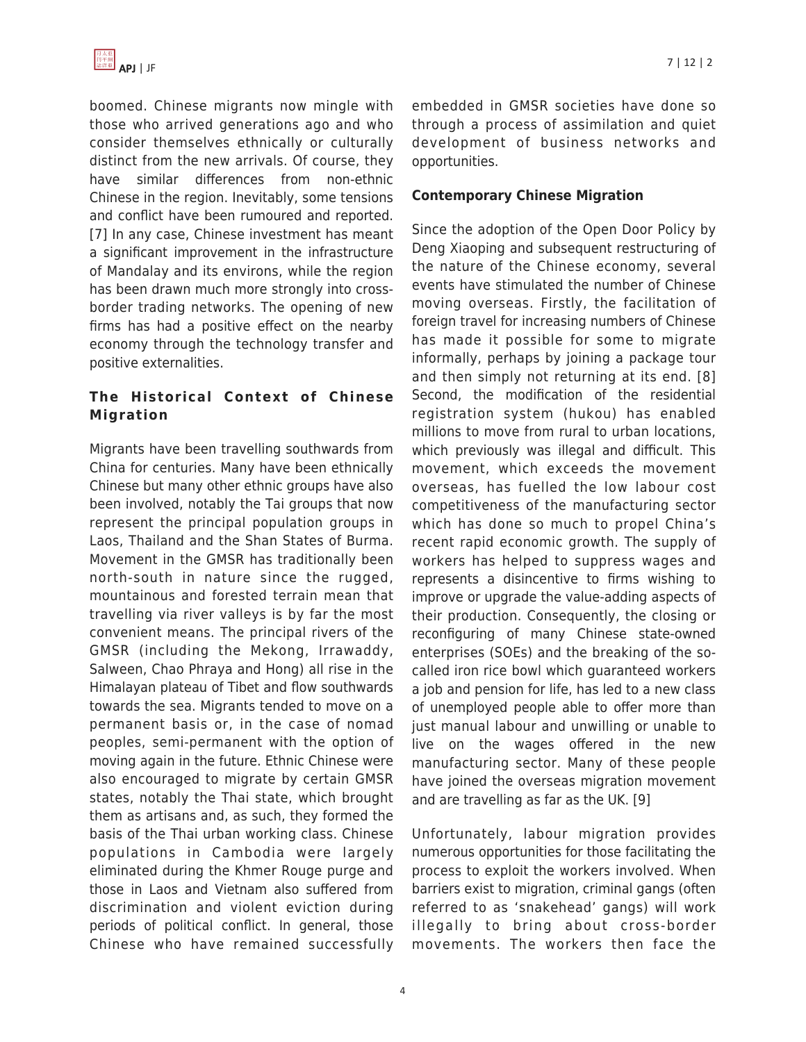boomed. Chinese migrants now mingle with those who arrived generations ago and who consider themselves ethnically or culturally distinct from the new arrivals. Of course, they have similar differences from non-ethnic Chinese in the region. Inevitably, some tensions and conflict have been rumoured and reported. [7] In any case, Chinese investment has meant a significant improvement in the infrastructure of Mandalay and its environs, while the region has been drawn much more strongly into cross-border trading networks. The opening of new firms has had a positive effect on the nearby economy through the technology transfer and positive externalities.

## The Historical Context of Chinese Migration

Migrants have been travelling southwards from China for centuries. Many have been ethnically Chinese but many other ethnic groups have also been involved, notably the Tai groups that now represent the principal population groups in Laos, Thailand and the Shan States of Burma. Movement in the GMSR has traditionally been north-south in nature since the rugged, mountainous and forested terrain mean that travelling via river valleys is by far the most convenient means. The principal rivers of the GMSR (including the Mekong, Irrawaddy, Salween, Chao Phraya and Hong) all rise in the Himalayan plateau of Tibet and flow southwards towards the sea. Migrants tended to move on a permanent basis or, in the case of nomad peoples, semi-permanent with the option of moving again in the future. Ethnic Chinese were also encouraged to migrate by certain GMSR states, notably the Thai state, which brought them as artisans and, as such, they formed the basis of the Thai urban working class. Chinese populations in Cambodia were largely eliminated during the Khmer Rouge purge and those in Laos and Vietnam also suffered from discrimination and violent eviction during periods of political conflict. In general, those Chinese who have remained successfully embedded in GMSR societies have done so through a process of assimilation and quiet development of business networks and opportunities.

## Contemporary Chinese Migration

Since the adoption of the Open Door Policy by Deng Xiaoping and subsequent restructuring of the nature of the Chinese economy, several events have stimulated the number of Chinese moving overseas. Firstly, the facilitation of foreign travel for increasing numbers of Chinese has made it possible for some to migrate informally, perhaps by joining a package tour and then simply not returning at its end. [8] Second, the modification of the residential registration system (hukou) has enabled millions to move from rural to urban locations, which previously was illegal and difficult. This movement, which exceeds the movement overseas, has fuelled the low labour cost competitiveness of the manufacturing sector which has done so much to propel China's recent rapid economic growth. The supply of workers has helped to suppress wages and represents a disincentive to firms wishing to improve or upgrade the value-adding aspects of their production. Consequently, the closing or reconfiguring of many Chinese state-owned enterprises (SOEs) and the breaking of the so-called iron rice bowl which guaranteed workers a job and pension for life, has led to a new class of unemployed people able to offer more than just manual labour and unwilling or unable to live on the wages offered in the new manufacturing sector. Many of these people have joined the overseas migration movement and are travelling as far as the UK. [9]

Unfortunately, labour migration provides numerous opportunities for those facilitating the process to exploit the workers involved. When barriers exist to migration, criminal gangs (often referred to as 'snakehead' gangs) will work illegally to bring about cross-border movements. The workers then face the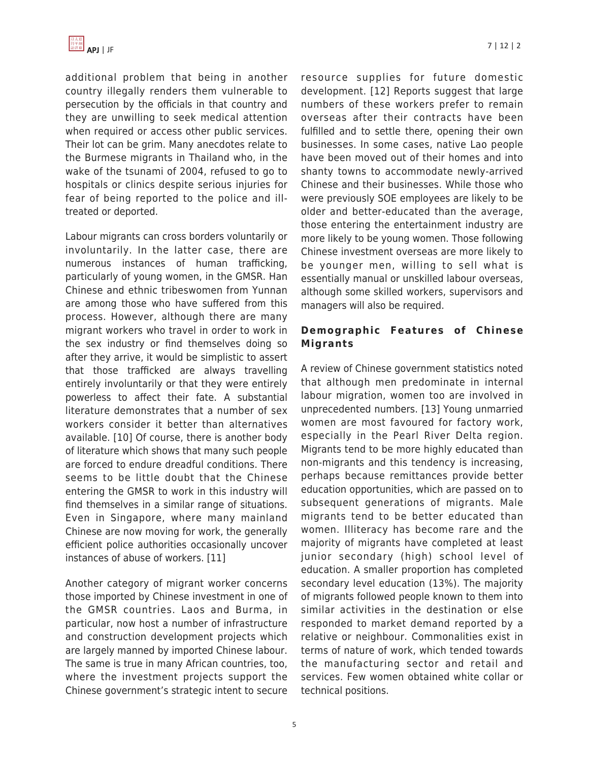additional problem that being in another country illegally renders them vulnerable to persecution by the officials in that country and they are unwilling to seek medical attention when required or access other public services. Their lot can be grim. Many anecdotes relate to the Burmese migrants in Thailand who, in the wake of the tsunami of 2004, refused to go to hospitals or clinics despite serious injuries for fear of being reported to the police and ill-treated or deported.

Labour migrants can cross borders voluntarily or involuntarily. In the latter case, there are numerous instances of human trafficking, particularly of young women, in the GMSR. Han Chinese and ethnic tribeswomen from Yunnan are among those who have suffered from this process. However, although there are many migrant workers who travel in order to work in the sex industry or find themselves doing so after they arrive, it would be simplistic to assert that those trafficked are always travelling entirely involuntarily or that they were entirely powerless to affect their fate. A substantial literature demonstrates that a number of sex workers consider it better than alternatives available. [10] Of course, there is another body of literature which shows that many such people are forced to endure dreadful conditions. There seems to be little doubt that the Chinese entering the GMSR to work in this industry will find themselves in a similar range of situations. Even in Singapore, where many mainland Chinese are now moving for work, the generally efficient police authorities occasionally uncover instances of abuse of workers. [11]

Another category of migrant worker concerns those imported by Chinese investment in one of the GMSR countries. Laos and Burma, in particular, now host a number of infrastructure and construction development projects which are largely manned by imported Chinese labour. The same is true in many African countries, too, where the investment projects support the Chinese government's strategic intent to secure resource supplies for future domestic development. [12] Reports suggest that large numbers of these workers prefer to remain overseas after their contracts have been fulfilled and to settle there, opening their own businesses. In some cases, native Lao people have been moved out of their homes and into shanty towns to accommodate newly-arrived Chinese and their businesses. While those who were previously SOE employees are likely to be older and better-educated than the average, those entering the entertainment industry are more likely to be young women. Those following Chinese investment overseas are more likely to be younger men, willing to sell what is essentially manual or unskilled labour overseas, although some skilled workers, supervisors and managers will also be required.

## Demographic Features of Chinese Migrants

A review of Chinese government statistics noted that although men predominate in internal labour migration, women too are involved in unprecedented numbers. [13] Young unmarried women are most favoured for factory work, especially in the Pearl River Delta region. Migrants tend to be more highly educated than non-migrants and this tendency is increasing, perhaps because remittances provide better education opportunities, which are passed on to subsequent generations of migrants. Male migrants tend to be better educated than women. Illiteracy has become rare and the majority of migrants have completed at least junior secondary (high) school level of education. A smaller proportion has completed secondary level education (13%). The majority of migrants followed people known to them into similar activities in the destination or else responded to market demand reported by a relative or neighbour. Commonalities exist in terms of nature of work, which tended towards the manufacturing sector and retail and services. Few women obtained white collar or technical positions.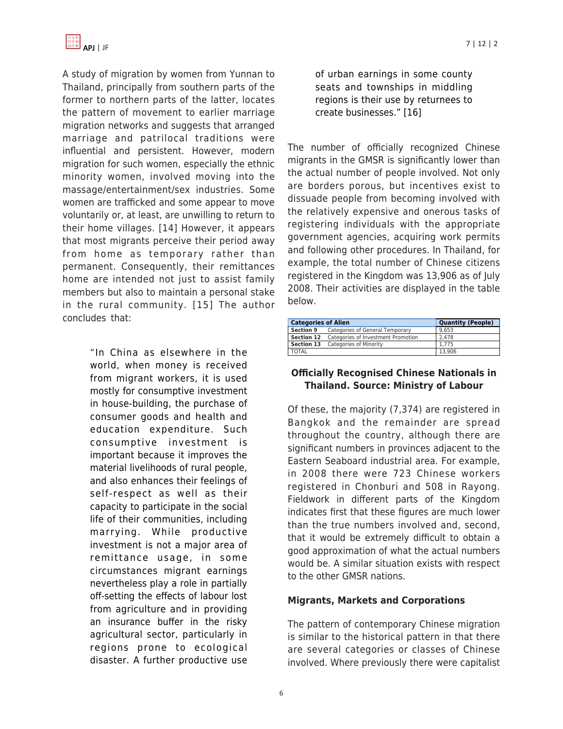A study of migration by women from Yunnan to Thailand, principally from southern parts of the former to northern parts of the latter, locates the pattern of movement to earlier marriage migration networks and suggests that arranged marriage and patrilocal traditions were influential and persistent. However, modern migration for such women, especially the ethnic minority women, involved moving into the massage/entertainment/sex industries. Some women are trafficked and some appear to move voluntarily or, at least, are unwilling to return to their home villages. [14] However, it appears that most migrants perceive their period away from home as temporary rather than permanent. Consequently, their remittances home are intended not just to assist family members but also to maintain a personal stake in the rural community. [15] The author concludes that:

> "In China as elsewhere in the world, when money is received from migrant workers, it is used mostly for consumptive investment in house-building, the purchase of consumer goods and health and education expenditure. Such consumptive investment is important because it improves the material livelihoods of rural people, and also enhances their feelings of self-respect as well as their capacity to participate in the social life of their communities, including marrying. While productive investment is not a major area of remittance usage, in some circumstances migrant earnings nevertheless play a role in partially off-setting the effects of labour lost from agriculture and in providing an insurance buffer in the risky agricultural sector, particularly in regions prone to ecological disaster. A further productive use of urban earnings in some county seats and townships in middling regions is their use by returnees to create businesses." [16]

The number of officially recognized Chinese migrants in the GMSR is significantly lower than the actual number of people involved. Not only are borders porous, but incentives exist to dissuade people from becoming involved with the relatively expensive and onerous tasks of registering individuals with the appropriate government agencies, acquiring work permits and following other procedures. In Thailand, for example, the total number of Chinese citizens registered in the Kingdom was 13,906 as of July 2008. Their activities are displayed in the table below.

| Categories of Alien | | Quantity (People) |
|---|---|---|
| **Section 9** | Categories of General Temporary | 9,653 |
| **Section 12** | Categories of Investment Promotion | 2,478 |
| **Section 13** | Categories of Minority | 1,775 |
| TOTAL | | 13,906 |

**Officially Recognised Chinese Nationals in Thailand. Source: Ministry of Labour**

Of these, the majority (7,374) are registered in Bangkok and the remainder are spread throughout the country, although there are significant numbers in provinces adjacent to the Eastern Seaboard industrial area. For example, in 2008 there were 723 Chinese workers registered in Chonburi and 508 in Rayong. Fieldwork in different parts of the Kingdom indicates first that these figures are much lower than the true numbers involved and, second, that it would be extremely difficult to obtain a good approximation of what the actual numbers would be. A similar situation exists with respect to the other GMSR nations.

## Migrants, Markets and Corporations

The pattern of contemporary Chinese migration is similar to the historical pattern in that there are several categories or classes of Chinese involved. Where previously there were capitalist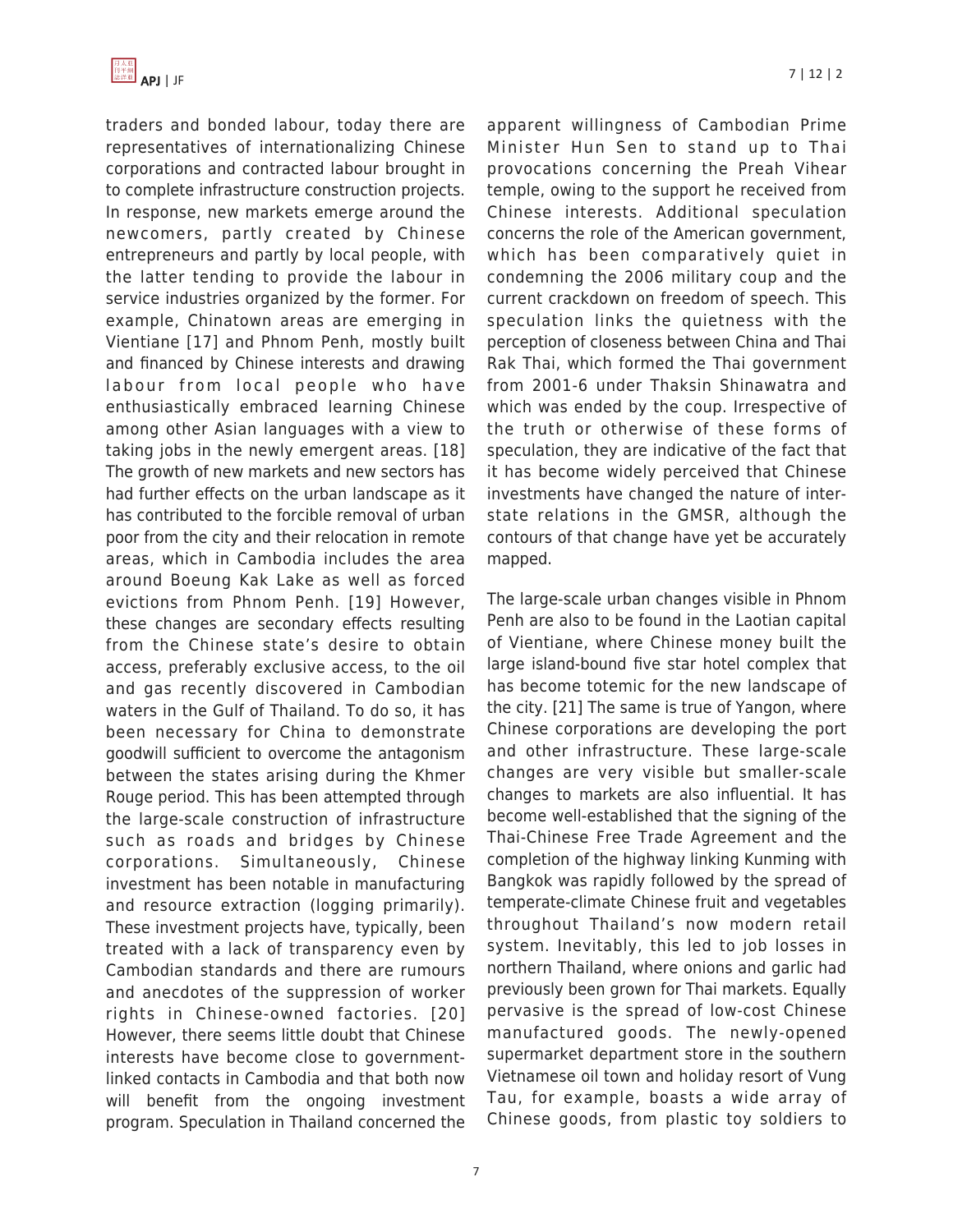traders and bonded labour, today there are representatives of internationalizing Chinese corporations and contracted labour brought in to complete infrastructure construction projects. In response, new markets emerge around the newcomers, partly created by Chinese entrepreneurs and partly by local people, with the latter tending to provide the labour in service industries organized by the former. For example, Chinatown areas are emerging in Vientiane [17] and Phnom Penh, mostly built and financed by Chinese interests and drawing labour from local people who have enthusiastically embraced learning Chinese among other Asian languages with a view to taking jobs in the newly emergent areas. [18] The growth of new markets and new sectors has had further effects on the urban landscape as it has contributed to the forcible removal of urban poor from the city and their relocation in remote areas, which in Cambodia includes the area around Boeung Kak Lake as well as forced evictions from Phnom Penh. [19] However, these changes are secondary effects resulting from the Chinese state's desire to obtain access, preferably exclusive access, to the oil and gas recently discovered in Cambodian waters in the Gulf of Thailand. To do so, it has been necessary for China to demonstrate goodwill sufficient to overcome the antagonism between the states arising during the Khmer Rouge period. This has been attempted through the large-scale construction of infrastructure such as roads and bridges by Chinese corporations. Simultaneously, Chinese investment has been notable in manufacturing and resource extraction (logging primarily). These investment projects have, typically, been treated with a lack of transparency even by Cambodian standards and there are rumours and anecdotes of the suppression of worker rights in Chinese-owned factories. [20] However, there seems little doubt that Chinese interests have become close to government-linked contacts in Cambodia and that both now will benefit from the ongoing investment program. Speculation in Thailand concerned the apparent willingness of Cambodian Prime Minister Hun Sen to stand up to Thai provocations concerning the Preah Vihear temple, owing to the support he received from Chinese interests. Additional speculation concerns the role of the American government, which has been comparatively quiet in condemning the 2006 military coup and the current crackdown on freedom of speech. This speculation links the quietness with the perception of closeness between China and Thai Rak Thai, which formed the Thai government from 2001-6 under Thaksin Shinawatra and which was ended by the coup. Irrespective of the truth or otherwise of these forms of speculation, they are indicative of the fact that it has become widely perceived that Chinese investments have changed the nature of inter-state relations in the GMSR, although the contours of that change have yet be accurately mapped.

The large-scale urban changes visible in Phnom Penh are also to be found in the Laotian capital of Vientiane, where Chinese money built the large island-bound five star hotel complex that has become totemic for the new landscape of the city. [21] The same is true of Yangon, where Chinese corporations are developing the port and other infrastructure. These large-scale changes are very visible but smaller-scale changes to markets are also influential. It has become well-established that the signing of the Thai-Chinese Free Trade Agreement and the completion of the highway linking Kunming with Bangkok was rapidly followed by the spread of temperate-climate Chinese fruit and vegetables throughout Thailand's now modern retail system. Inevitably, this led to job losses in northern Thailand, where onions and garlic had previously been grown for Thai markets. Equally pervasive is the spread of low-cost Chinese manufactured goods. The newly-opened supermarket department store in the southern Vietnamese oil town and holiday resort of Vung Tau, for example, boasts a wide array of Chinese goods, from plastic toy soldiers to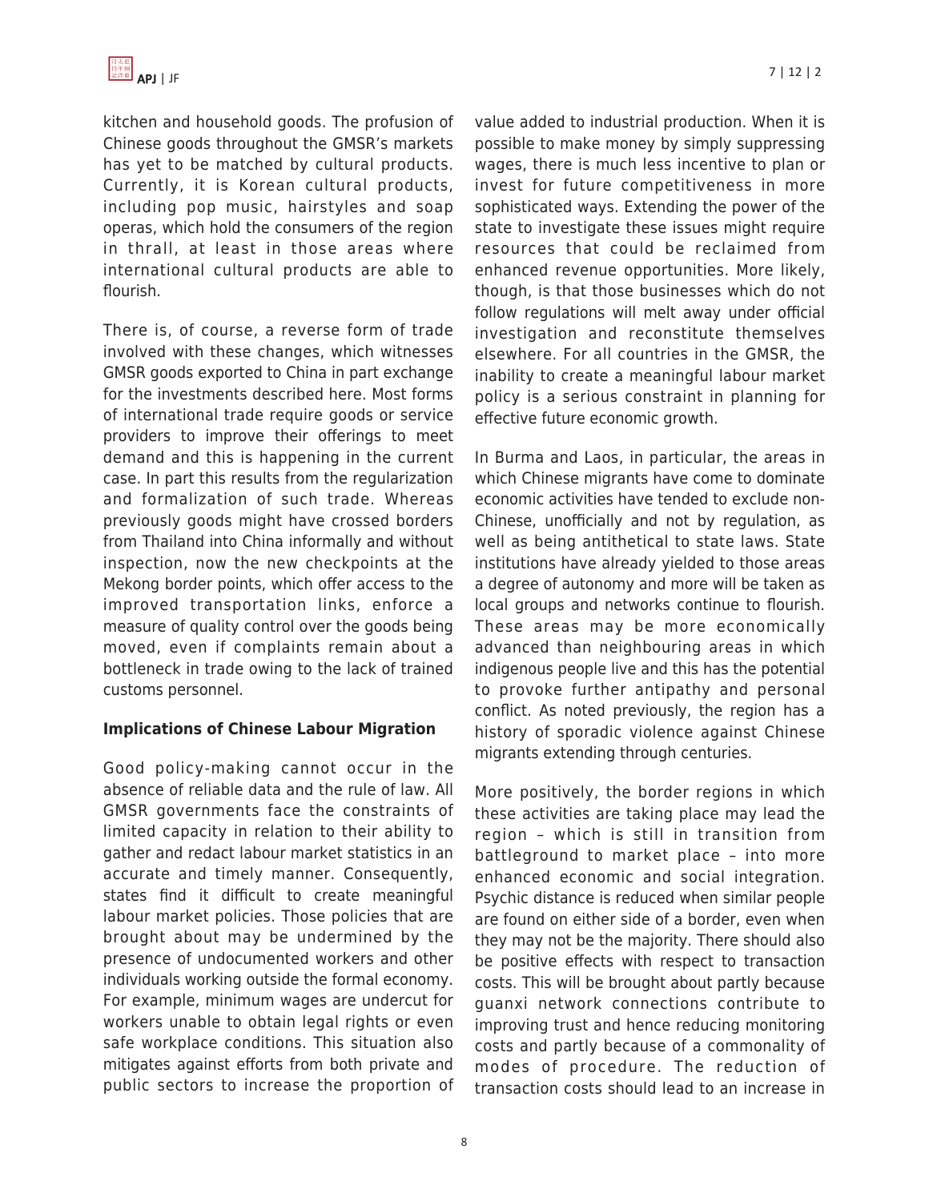kitchen and household goods. The profusion of Chinese goods throughout the GMSR's markets has yet to be matched by cultural products. Currently, it is Korean cultural products, including pop music, hairstyles and soap operas, which hold the consumers of the region in thrall, at least in those areas where international cultural products are able to flourish.

There is, of course, a reverse form of trade involved with these changes, which witnesses GMSR goods exported to China in part exchange for the investments described here. Most forms of international trade require goods or service providers to improve their offerings to meet demand and this is happening in the current case. In part this results from the regularization and formalization of such trade. Whereas previously goods might have crossed borders from Thailand into China informally and without inspection, now the new checkpoints at the Mekong border points, which offer access to the improved transportation links, enforce a measure of quality control over the goods being moved, even if complaints remain about a bottleneck in trade owing to the lack of trained customs personnel.

**Implications of Chinese Labour Migration**

Good policy-making cannot occur in the absence of reliable data and the rule of law. All GMSR governments face the constraints of limited capacity in relation to their ability to gather and redact labour market statistics in an accurate and timely manner. Consequently, states find it difficult to create meaningful labour market policies. Those policies that are brought about may be undermined by the presence of undocumented workers and other individuals working outside the formal economy. For example, minimum wages are undercut for workers unable to obtain legal rights or even safe workplace conditions. This situation also mitigates against efforts from both private and public sectors to increase the proportion of value added to industrial production. When it is possible to make money by simply suppressing wages, there is much less incentive to plan or invest for future competitiveness in more sophisticated ways. Extending the power of the state to investigate these issues might require resources that could be reclaimed from enhanced revenue opportunities. More likely, though, is that those businesses which do not follow regulations will melt away under official investigation and reconstitute themselves elsewhere. For all countries in the GMSR, the inability to create a meaningful labour market policy is a serious constraint in planning for effective future economic growth.

In Burma and Laos, in particular, the areas in which Chinese migrants have come to dominate economic activities have tended to exclude non-Chinese, unofficially and not by regulation, as well as being antithetical to state laws. State institutions have already yielded to those areas a degree of autonomy and more will be taken as local groups and networks continue to flourish. These areas may be more economically advanced than neighbouring areas in which indigenous people live and this has the potential to provoke further antipathy and personal conflict. As noted previously, the region has a history of sporadic violence against Chinese migrants extending through centuries.

More positively, the border regions in which these activities are taking place may lead the region – which is still in transition from battleground to market place – into more enhanced economic and social integration. Psychic distance is reduced when similar people are found on either side of a border, even when they may not be the majority. There should also be positive effects with respect to transaction costs. This will be brought about partly because guanxi network connections contribute to improving trust and hence reducing monitoring costs and partly because of a commonality of modes of procedure. The reduction of transaction costs should lead to an increase in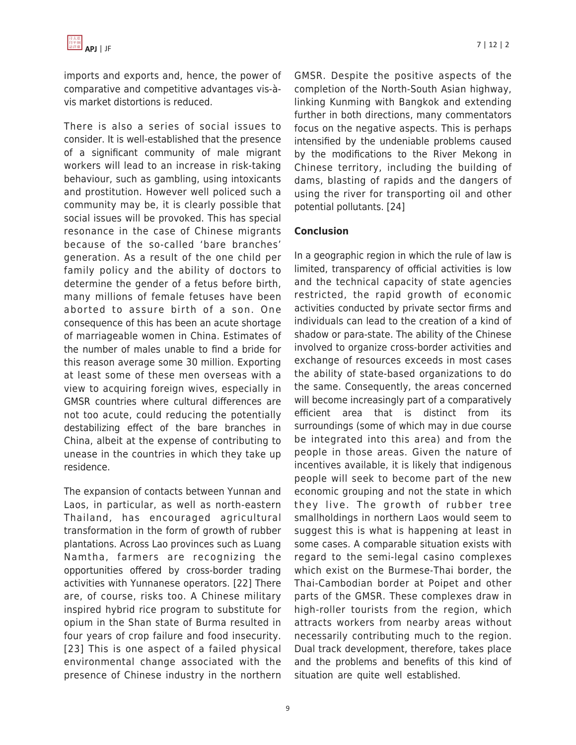imports and exports and, hence, the power of comparative and competitive advantages vis-à-vis market distortions is reduced.

There is also a series of social issues to consider. It is well-established that the presence of a significant community of male migrant workers will lead to an increase in risk-taking behaviour, such as gambling, using intoxicants and prostitution. However well policed such a community may be, it is clearly possible that social issues will be provoked. This has special resonance in the case of Chinese migrants because of the so-called 'bare branches' generation. As a result of the one child per family policy and the ability of doctors to determine the gender of a fetus before birth, many millions of female fetuses have been aborted to assure birth of a son. One consequence of this has been an acute shortage of marriageable women in China. Estimates of the number of males unable to find a bride for this reason average some 30 million. Exporting at least some of these men overseas with a view to acquiring foreign wives, especially in GMSR countries where cultural differences are not too acute, could reducing the potentially destabilizing effect of the bare branches in China, albeit at the expense of contributing to unease in the countries in which they take up residence.

The expansion of contacts between Yunnan and Laos, in particular, as well as north-eastern Thailand, has encouraged agricultural transformation in the form of growth of rubber plantations. Across Lao provinces such as Luang Namtha, farmers are recognizing the opportunities offered by cross-border trading activities with Yunnanese operators. [22] There are, of course, risks too. A Chinese military inspired hybrid rice program to substitute for opium in the Shan state of Burma resulted in four years of crop failure and food insecurity. [23] This is one aspect of a failed physical environmental change associated with the presence of Chinese industry in the northern GMSR. Despite the positive aspects of the completion of the North-South Asian highway, linking Kunming with Bangkok and extending further in both directions, many commentators focus on the negative aspects. This is perhaps intensified by the undeniable problems caused by the modifications to the River Mekong in Chinese territory, including the building of dams, blasting of rapids and the dangers of using the river for transporting oil and other potential pollutants. [24]

**Conclusion**

In a geographic region in which the rule of law is limited, transparency of official activities is low and the technical capacity of state agencies restricted, the rapid growth of economic activities conducted by private sector firms and individuals can lead to the creation of a kind of shadow or para-state. The ability of the Chinese involved to organize cross-border activities and exchange of resources exceeds in most cases the ability of state-based organizations to do the same. Consequently, the areas concerned will become increasingly part of a comparatively efficient area that is distinct from its surroundings (some of which may in due course be integrated into this area) and from the people in those areas. Given the nature of incentives available, it is likely that indigenous people will seek to become part of the new economic grouping and not the state in which they live. The growth of rubber tree smallholdings in northern Laos would seem to suggest this is what is happening at least in some cases. A comparable situation exists with regard to the semi-legal casino complexes which exist on the Burmese-Thai border, the Thai-Cambodian border at Poipet and other parts of the GMSR. These complexes draw in high-roller tourists from the region, which attracts workers from nearby areas without necessarily contributing much to the region. Dual track development, therefore, takes place and the problems and benefits of this kind of situation are quite well established.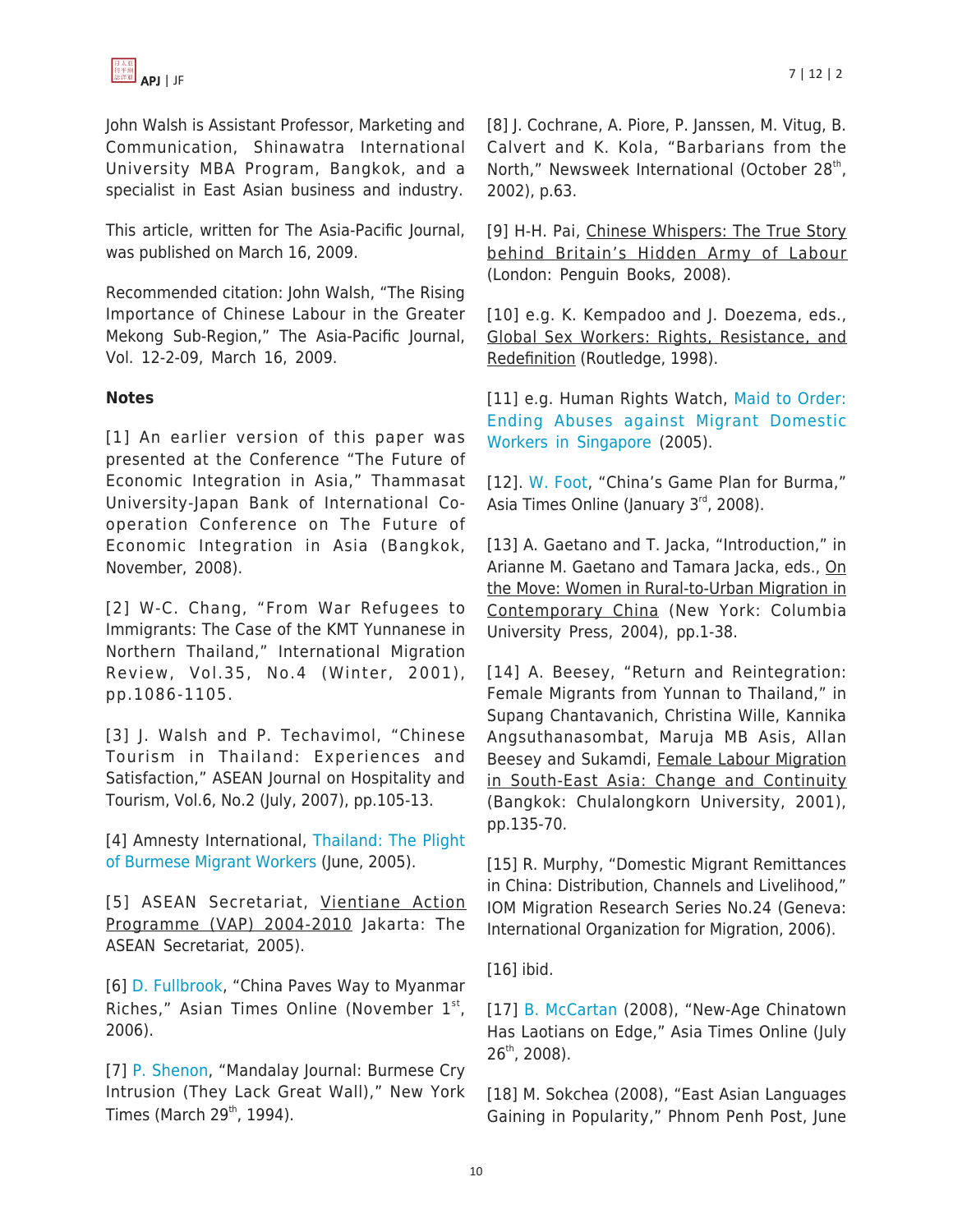John Walsh is Assistant Professor, Marketing and Communication, Shinawatra International University MBA Program, Bangkok, and a specialist in East Asian business and industry.

This article, written for The Asia-Pacific Journal, was published on March 16, 2009.

Recommended citation: John Walsh, "The Rising Importance of Chinese Labour in the Greater Mekong Sub-Region," The Asia-Pacific Journal, Vol. 12-2-09, March 16, 2009.

**Notes**

[1] An earlier version of this paper was presented at the Conference "The Future of Economic Integration in Asia," Thammasat University-Japan Bank of International Co-operation Conference on The Future of Economic Integration in Asia (Bangkok, November, 2008).

[2] W-C. Chang, "From War Refugees to Immigrants: The Case of the KMT Yunnanese in Northern Thailand," International Migration Review, Vol.35, No.4 (Winter, 2001), pp.1086-1105.

[3] J. Walsh and P. Techavimol, "Chinese Tourism in Thailand: Experiences and Satisfaction," ASEAN Journal on Hospitality and Tourism, Vol.6, No.2 (July, 2007), pp.105-13.

[4] Amnesty International, Thailand: The Plight of Burmese Migrant Workers (June, 2005).

[5] ASEAN Secretariat, Vientiane Action Programme (VAP) 2004-2010 Jakarta: The ASEAN Secretariat, 2005).

[6] D. Fullbrook, "China Paves Way to Myanmar Riches," Asian Times Online (November 1st, 2006).

[7] P. Shenon, "Mandalay Journal: Burmese Cry Intrusion (They Lack Great Wall)," New York Times (March 29th, 1994).

[8] J. Cochrane, A. Piore, P. Janssen, M. Vitug, B. Calvert and K. Kola, "Barbarians from the North," Newsweek International (October 28th, 2002), p.63.

[9] H-H. Pai, Chinese Whispers: The True Story behind Britain's Hidden Army of Labour (London: Penguin Books, 2008).

[10] e.g. K. Kempadoo and J. Doezema, eds., Global Sex Workers: Rights, Resistance, and Redefinition (Routledge, 1998).

[11] e.g. Human Rights Watch, Maid to Order: Ending Abuses against Migrant Domestic Workers in Singapore (2005).

[12]. W. Foot, "China's Game Plan for Burma," Asia Times Online (January 3rd, 2008).

[13] A. Gaetano and T. Jacka, "Introduction," in Arianne M. Gaetano and Tamara Jacka, eds., On the Move: Women in Rural-to-Urban Migration in Contemporary China (New York: Columbia University Press, 2004), pp.1-38.

[14] A. Beesey, "Return and Reintegration: Female Migrants from Yunnan to Thailand," in Supang Chantavanich, Christina Wille, Kannika Angsuthanasombat, Maruja MB Asis, Allan Beesey and Sukamdi, Female Labour Migration in South-East Asia: Change and Continuity (Bangkok: Chulalongkorn University, 2001), pp.135-70.

[15] R. Murphy, "Domestic Migrant Remittances in China: Distribution, Channels and Livelihood," IOM Migration Research Series No.24 (Geneva: International Organization for Migration, 2006).

[16] ibid.

[17] B. McCartan (2008), "New-Age Chinatown Has Laotians on Edge," Asia Times Online (July 26th, 2008).

[18] M. Sokchea (2008), "East Asian Languages Gaining in Popularity," Phnom Penh Post, June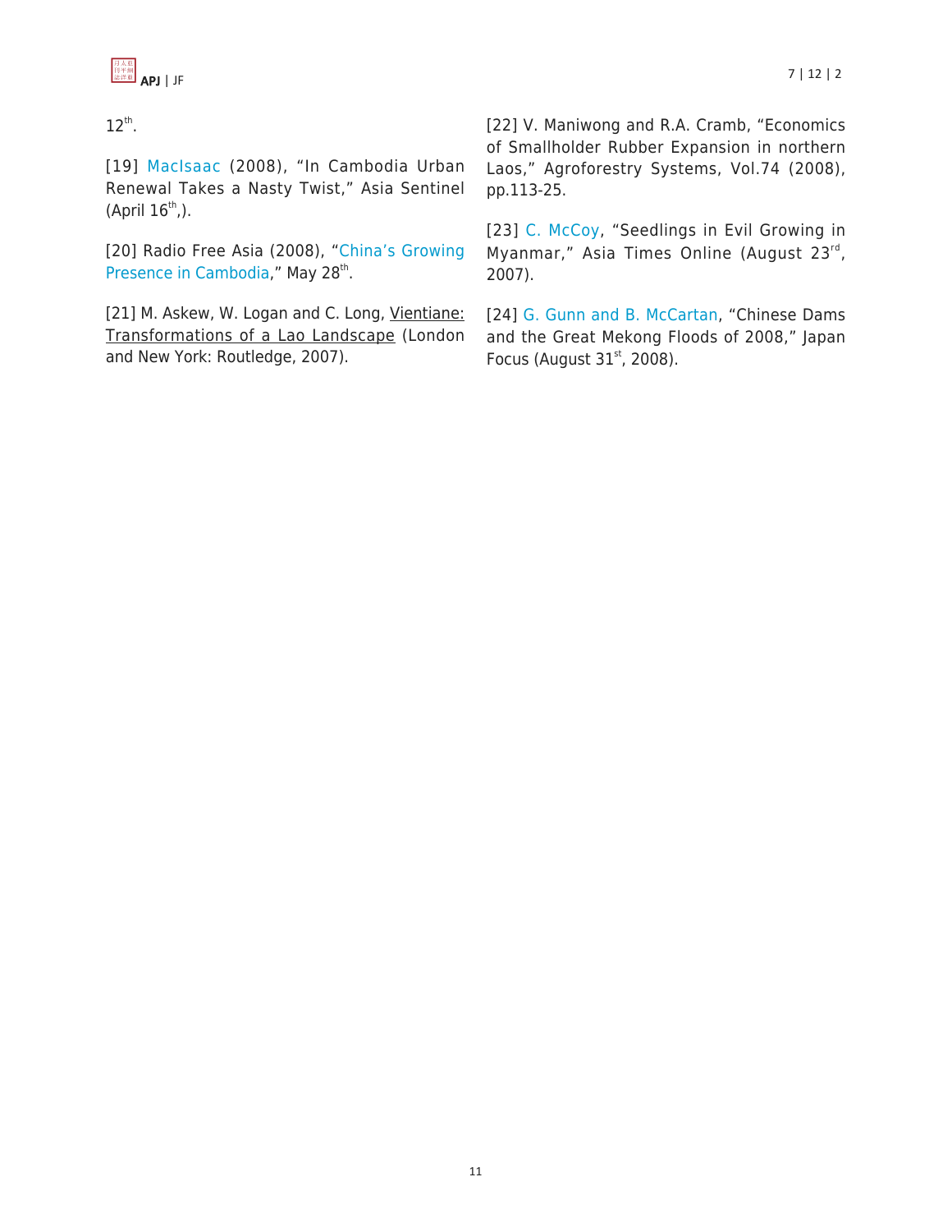12th.

[19] MacIsaac (2008), "In Cambodia Urban Renewal Takes a Nasty Twist," Asia Sentinel (April 16th,).

[20] Radio Free Asia (2008), "China's Growing Presence in Cambodia," May 28th.

[21] M. Askew, W. Logan and C. Long, Vientiane: Transformations of a Lao Landscape (London and New York: Routledge, 2007).

[22] V. Maniwong and R.A. Cramb, "Economics of Smallholder Rubber Expansion in northern Laos," Agroforestry Systems, Vol.74 (2008), pp.113-25.

[23] C. McCoy, "Seedlings in Evil Growing in Myanmar," Asia Times Online (August 23rd, 2007).

[24] G. Gunn and B. McCartan, "Chinese Dams and the Great Mekong Floods of 2008," Japan Focus (August 31st, 2008).